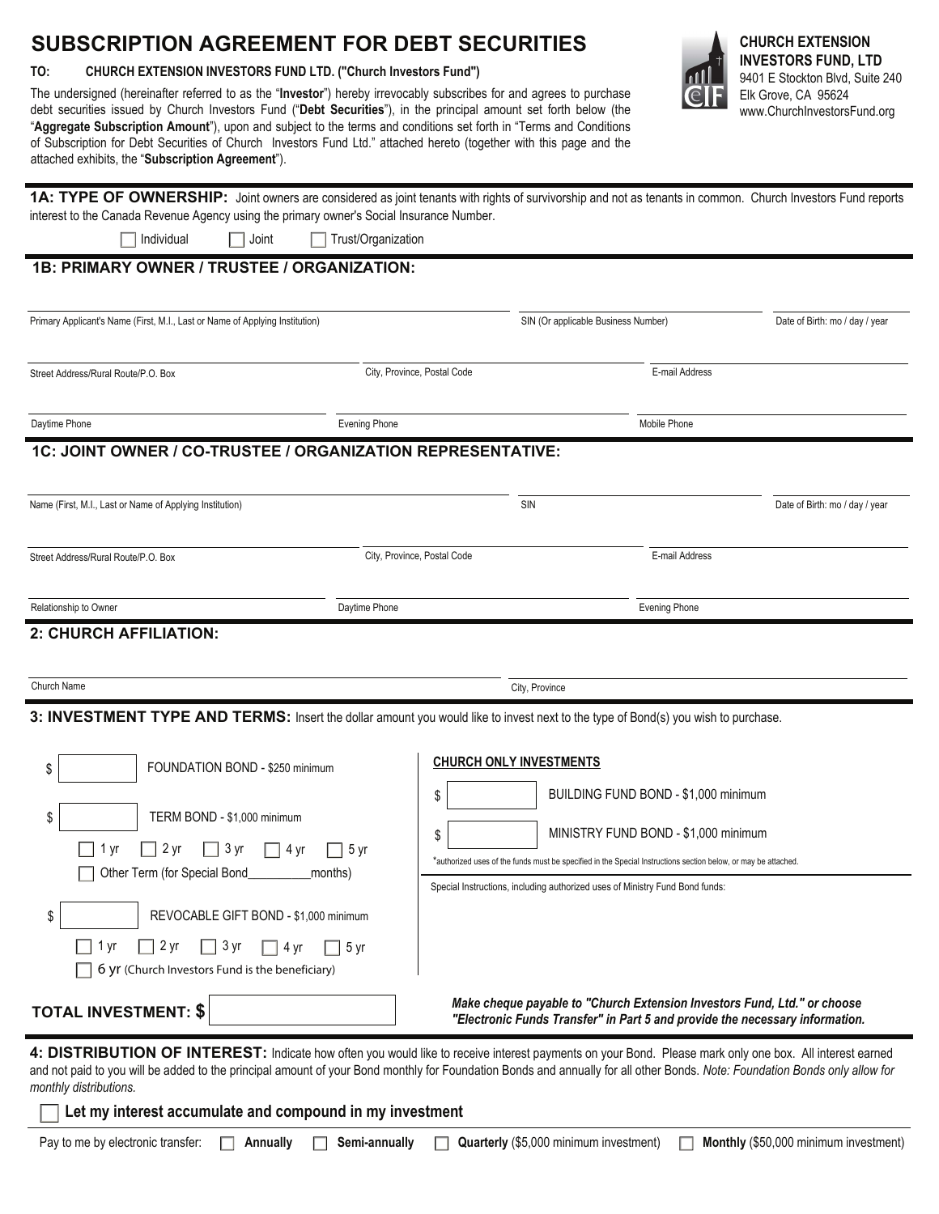# SUBSCRIPTION AGREEMENT FOR DEBT SECURITIES

**CHURCH EXTENSION INVESTORS FUND, LTD**
9401 E Stockton Blvd, Suite 240
Elk Grove, CA 95624
www.ChurchInvestorsFund.org

**TO: CHURCH EXTENSION INVESTORS FUND LTD. ("Church Investors Fund")**

The undersigned (hereinafter referred to as the "**Investor**") hereby irrevocably subscribes for and agrees to purchase debt securities issued by Church Investors Fund ("**Debt Securities**"), in the principal amount set forth below (the "**Aggregate Subscription Amount**"), upon and subject to the terms and conditions set forth in "Terms and Conditions of Subscription for Debt Securities of Church Investors Fund Ltd." attached hereto (together with this page and the attached exhibits, the "**Subscription Agreement**").

## 1A: TYPE OF OWNERSHIP:

Joint owners are considered as joint tenants with rights of survivorship and not as tenants in common. Church Investors Fund reports interest to the Canada Revenue Agency using the primary owner's Social Insurance Number.

☐ Individual ☐ Joint ☐ Trust/Organization

## 1B: PRIMARY OWNER / TRUSTEE / ORGANIZATION:

| Primary Applicant's Name (First, M.I., Last or Name of Applying Institution) | SIN (Or applicable Business Number) | Date of Birth: mo / day / year |
|---|---|---|
| | | |

| Street Address/Rural Route/P.O. Box | City, Province, Postal Code | E-mail Address |
|---|---|---|
| | | |

| Daytime Phone | Evening Phone | Mobile Phone |
|---|---|---|
| | | |

## 1C: JOINT OWNER / CO-TRUSTEE / ORGANIZATION REPRESENTATIVE:

| Name (First, M.I., Last or Name of Applying Institution) | SIN | Date of Birth: mo / day / year |
|---|---|---|
| | | |

| Street Address/Rural Route/P.O. Box | City, Province, Postal Code | E-mail Address |
|---|---|---|
| | | |

| Relationship to Owner | Daytime Phone | Evening Phone |
|---|---|---|
| | | |

## 2: CHURCH AFFILIATION:

| Church Name | City, Province |
|---|---|
| | |

## 3: INVESTMENT TYPE AND TERMS:

Insert the dollar amount you would like to invest next to the type of Bond(s) you wish to purchase.

$ ______ FOUNDATION BOND - $250 minimum

$ ______ TERM BOND - $1,000 minimum

☐ 1 yr ☐ 2 yr ☐ 3 yr ☐ 4 yr ☐ 5 yr
☐ Other Term (for Special Bond__________months)

$ ______ REVOCABLE GIFT BOND - $1,000 minimum

☐ 1 yr ☐ 2 yr ☐ 3 yr ☐ 4 yr ☐ 5 yr
☐ 6 yr (Church Investors Fund is the beneficiary)

**CHURCH ONLY INVESTMENTS**

$ ______ BUILDING FUND BOND - $1,000 minimum

$ ______ MINISTRY FUND BOND - $1,000 minimum

*authorized uses of the funds must be specified in the Special Instructions section below, or may be attached.

Special Instructions, including authorized uses of Ministry Fund Bond funds:

**TOTAL INVESTMENT: $** ______

***Make cheque payable to "Church Extension Investors Fund, Ltd." or choose "Electronic Funds Transfer" in Part 5 and provide the necessary information.***

## 4: DISTRIBUTION OF INTEREST:

Indicate how often you would like to receive interest payments on your Bond. Please mark only one box. All interest earned and not paid to you will be added to the principal amount of your Bond monthly for Foundation Bonds and annually for all other Bonds. *Note: Foundation Bonds only allow for monthly distributions.*

☐ **Let my interest accumulate and compound in my investment**

Pay to me by electronic transfer: ☐ **Annually** ☐ **Semi-annually** ☐ **Quarterly** ($5,000 minimum investment) ☐ **Monthly** ($50,000 minimum investment)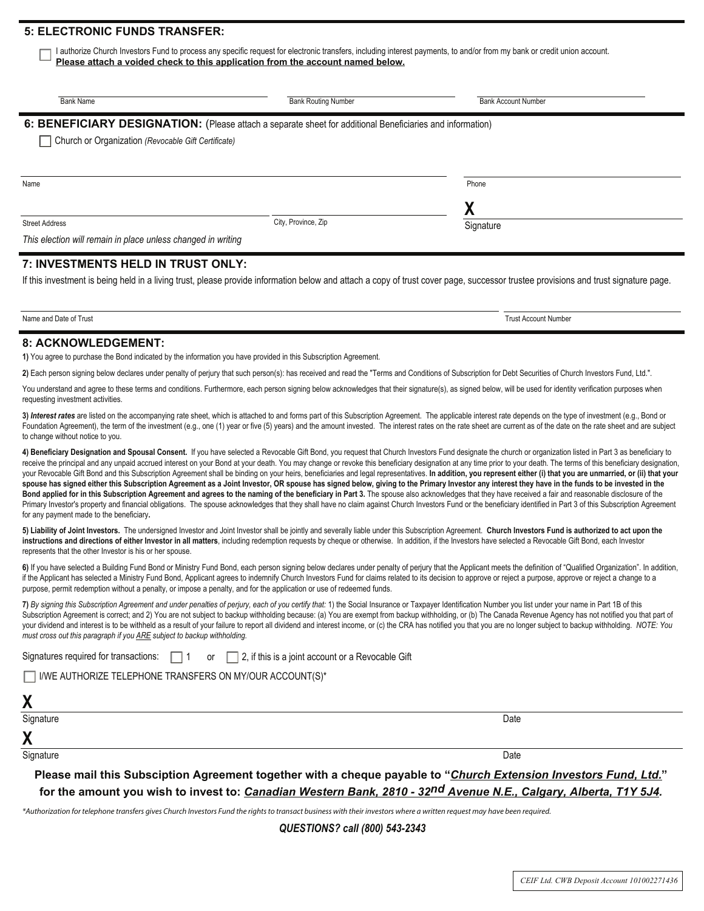## 5: ELECTRONIC FUNDS TRANSFER:

☐ I authorize Church Investors Fund to process any specific request for electronic transfers, including interest payments, to and/or from my bank or credit union account. **Please attach a voided check to this application from the account named below.**

Bank Name ______________________ Bank Routing Number ______________________ Bank Account Number ______________________

## 6: BENEFICIARY DESIGNATION: (Please attach a separate sheet for additional Beneficiaries and information)

☐ Church or Organization *(Revocable Gift Certificate)*

Name ______________________ Phone ______________________

Street Address ______________________ City, Province, Zip ______________________ **X** Signature ______________________

*This election will remain in place unless changed in writing*

## 7: INVESTMENTS HELD IN TRUST ONLY:

If this investment is being held in a living trust, please provide information below and attach a copy of trust cover page, successor trustee provisions and trust signature page.

Name and Date of Trust ______________________ Trust Account Number ______________________

## 8: ACKNOWLEDGEMENT:

**1)** You agree to purchase the Bond indicated by the information you have provided in this Subscription Agreement.

**2)** Each person signing below declares under penalty of perjury that such person(s): has received and read the "Terms and Conditions of Subscription for Debt Securities of Church Investors Fund, Ltd.".

You understand and agree to these terms and conditions. Furthermore, each person signing below acknowledges that their signature(s), as signed below, will be used for identity verification purposes when requesting investment activities.

**3)** ***Interest rates*** are listed on the accompanying rate sheet, which is attached to and forms part of this Subscription Agreement. The applicable interest rate depends on the type of investment (e.g., Bond or Foundation Agreement), the term of the investment (e.g., one (1) year or five (5) years) and the amount invested. The interest rates on the rate sheet are current as of the date on the rate sheet and are subject to change without notice to you.

**4) Beneficiary Designation and Spousal Consent.** If you have selected a Revocable Gift Bond, you request that Church Investors Fund designate the church or organization listed in Part 3 as beneficiary to receive the principal and any unpaid accrued interest on your Bond at your death. You may change or revoke this beneficiary designation at any time prior to your death. The terms of this beneficiary designation, your Revocable Gift Bond and this Subscription Agreement shall be binding on your heirs, beneficiaries and legal representatives. **In addition, you represent either (i) that you are unmarried, or (ii) that your spouse has signed either this Subscription Agreement as a Joint Investor, OR spouse has signed below, giving to the Primary Investor any interest they have in the funds to be invested in the Bond applied for in this Subscription Agreement and agrees to the naming of the beneficiary in Part 3.** The spouse also acknowledges that they have received a fair and reasonable disclosure of the Primary Investor's property and financial obligations. The spouse acknowledges that they shall have no claim against Church Investors Fund or the beneficiary identified in Part 3 of this Subscription Agreement for any payment made to the beneficiary**.**

**5) Liability of Joint Investors.** The undersigned Investor and Joint Investor shall be jointly and severally liable under this Subscription Agreement. **Church Investors Fund is authorized to act upon the instructions and directions of either Investor in all matters**, including redemption requests by cheque or otherwise. In addition, if the Investors have selected a Revocable Gift Bond, each Investor represents that the other Investor is his or her spouse.

**6)** If you have selected a Building Fund Bond or Ministry Fund Bond, each person signing below declares under penalty of perjury that the Applicant meets the definition of "Qualified Organization". In addition, if the Applicant has selected a Ministry Fund Bond, Applicant agrees to indemnify Church Investors Fund for claims related to its decision to approve or reject a purpose, approve or reject a change to a purpose, permit redemption without a penalty, or impose a penalty, and for the application or use of redeemed funds.

**7)** *By signing this Subscription Agreement and under penalties of perjury, each of you certify that:* 1) the Social Insurance or Taxpayer Identification Number you list under your name in Part 1B of this Subscription Agreement is correct; and 2) You are not subject to backup withholding because: (a) You are exempt from backup withholding, or (b) The Canada Revenue Agency has not notified you that part of your dividend and interest is to be withheld as a result of your failure to report all dividend and interest income, or (c) the CRA has notified you that you are no longer subject to backup withholding. *NOTE: You must cross out this paragraph if you ARE subject to backup withholding.*

Signatures required for transactions: ☐ 1 or ☐ 2, if this is a joint account or a Revocable Gift

☐ I/WE AUTHORIZE TELEPHONE TRANSFERS ON MY/OUR ACCOUNT(S)*

**X** ______________________
Signature ______________________ Date ______________________

**X** ______________________
Signature ______________________ Date ______________________

**Please mail this Subsciption Agreement together with a cheque payable to "*Church Extension Investors Fund, Ltd.*" for the amount you wish to invest to: *Canadian Western Bank, 2810 - 32nd Avenue N.E., Calgary, Alberta, T1Y 5J4*.**

*\*Authorization for telephone transfers gives Church Investors Fund the rights to transact business with their investors where a written request may have been required.*

***QUESTIONS? call (800) 543-2343***

*CEIF Ltd. CWB Deposit Account 101002271436*